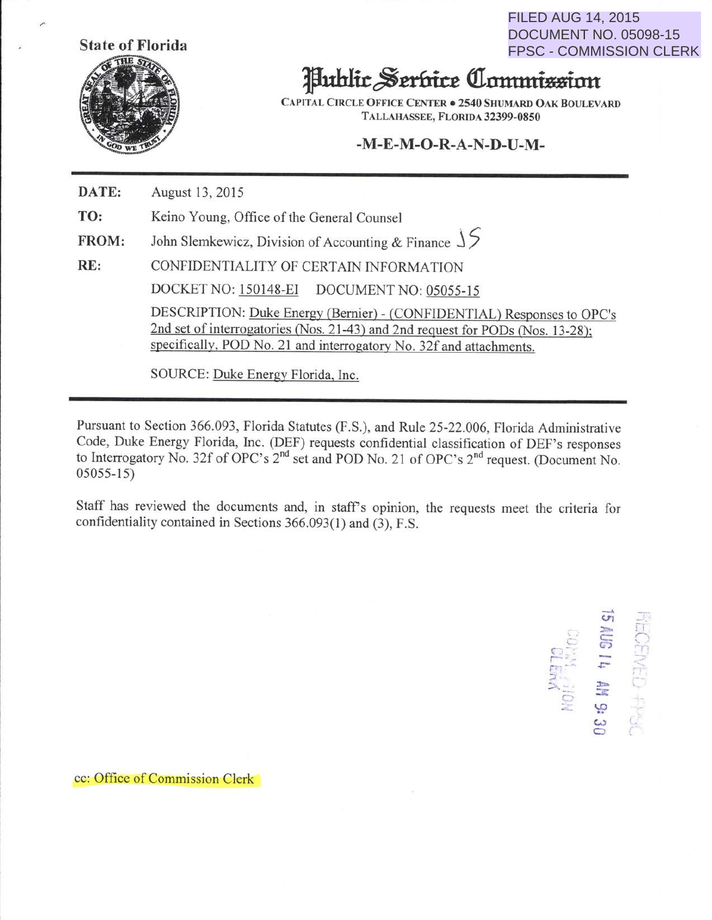FILED AUG 14, 2015
DOCUMENT NO. 05098-15
FPSC - COMMISSION CLERK

State of Florida

# Public Service Commission

CAPITAL CIRCLE OFFICE CENTER • 2540 SHUMARD OAK BOULEVARD
TALLAHASSEE, FLORIDA 32399-0850

## -M-E-M-O-R-A-N-D-U-M-

**DATE:** August 13, 2015

**TO:** Keino Young, Office of the General Counsel

**FROM:** John Slemkewicz, Division of Accounting & Finance JS

**RE:** CONFIDENTIALITY OF CERTAIN INFORMATION

DOCKET NO: 150148-EI DOCUMENT NO: 05055-15

DESCRIPTION: Duke Energy (Bernier) - (CONFIDENTIAL) Responses to OPC's 2nd set of interrogatories (Nos. 21-43) and 2nd request for PODs (Nos. 13-28); specifically, POD No. 21 and interrogatory No. 32f and attachments.

SOURCE: Duke Energy Florida, Inc.

---

Pursuant to Section 366.093, Florida Statutes (F.S.), and Rule 25-22.006, Florida Administrative Code, Duke Energy Florida, Inc. (DEF) requests confidential classification of DEF's responses to Interrogatory No. 32f of OPC's 2nd set and POD No. 21 of OPC's 2nd request. (Document No. 05055-15)

Staff has reviewed the documents and, in staff's opinion, the requests meet the criteria for confidentiality contained in Sections 366.093(1) and (3), F.S.

RECEIVED-FPSC
15 AUG 14 AM 9:30
COMMISSION CLERK

cc: Office of Commission Clerk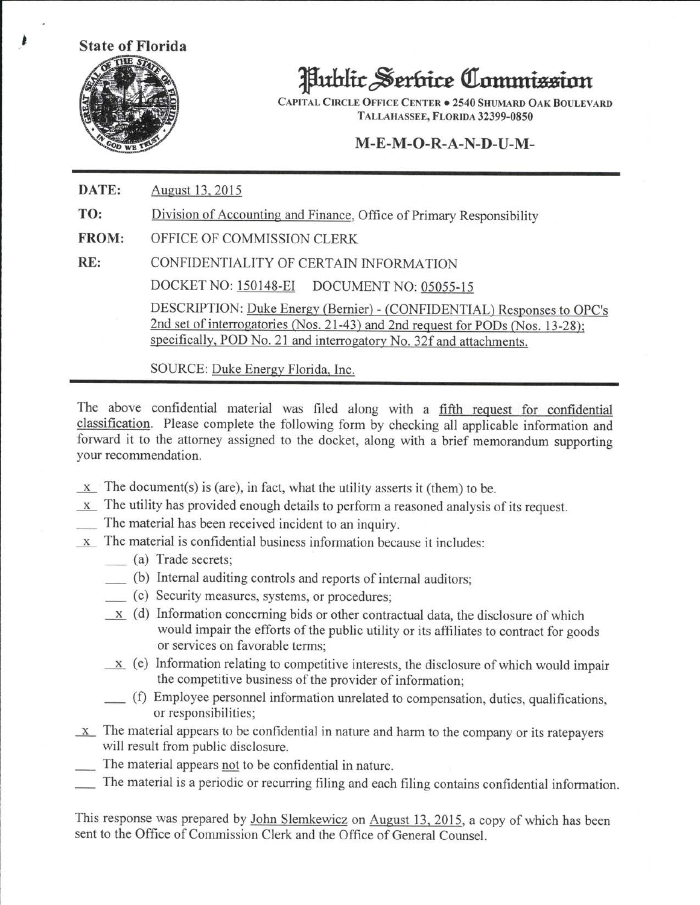**State of Florida**

# Public Service Commission

CAPITAL CIRCLE OFFICE CENTER • 2540 SHUMARD OAK BOULEVARD
TALLAHASSEE, FLORIDA 32399-0850

## M-E-M-O-R-A-N-D-U-M-

**DATE:** August 13, 2015

**TO:** Division of Accounting and Finance, Office of Primary Responsibility

**FROM:** OFFICE OF COMMISSION CLERK

**RE:** CONFIDENTIALITY OF CERTAIN INFORMATION

DOCKET NO: 150148-EI DOCUMENT NO: 05055-15

DESCRIPTION: Duke Energy (Bernier) - (CONFIDENTIAL) Responses to OPC's 2nd set of interrogatories (Nos. 21-43) and 2nd request for PODs (Nos. 13-28); specifically, POD No. 21 and interrogatory No. 32f and attachments.

SOURCE: Duke Energy Florida, Inc.

---

The above confidential material was filed along with a fifth request for confidential classification. Please complete the following form by checking all applicable information and forward it to the attorney assigned to the docket, along with a brief memorandum supporting your recommendation.

x The document(s) is (are), in fact, what the utility asserts it (them) to be.
x The utility has provided enough details to perform a reasoned analysis of its request.
___ The material has been received incident to an inquiry.
x The material is confidential business information because it includes:
- ___ (a) Trade secrets;
- ___ (b) Internal auditing controls and reports of internal auditors;
- ___ (c) Security measures, systems, or procedures;
- x (d) Information concerning bids or other contractual data, the disclosure of which would impair the efforts of the public utility or its affiliates to contract for goods or services on favorable terms;
- x (e) Information relating to competitive interests, the disclosure of which would impair the competitive business of the provider of information;
- ___ (f) Employee personnel information unrelated to compensation, duties, qualifications, or responsibilities;

x The material appears to be confidential in nature and harm to the company or its ratepayers will result from public disclosure.
___ The material appears not to be confidential in nature.
___ The material is a periodic or recurring filing and each filing contains confidential information.

This response was prepared by John Slemkewicz on August 13, 2015, a copy of which has been sent to the Office of Commission Clerk and the Office of General Counsel.